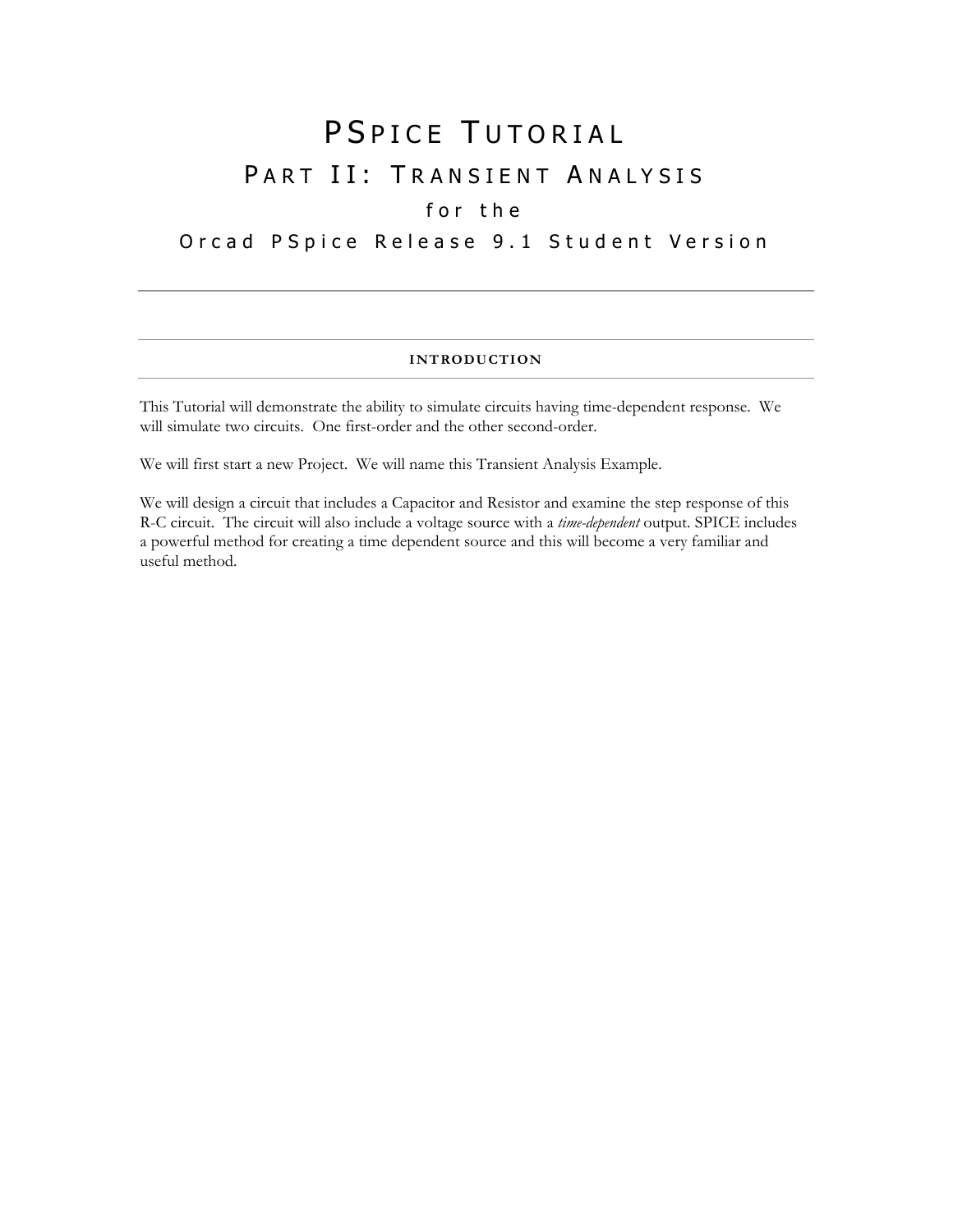# PSpice Tutorial

## Part II: Transient Analysis

for the

Orcad PSpice Release 9.1 Student Version

---

### INTRODUCTION

This Tutorial will demonstrate the ability to simulate circuits having time-dependent response. We will simulate two circuits. One first-order and the other second-order.

We will first start a new Project. We will name this Transient Analysis Example.

We will design a circuit that includes a Capacitor and Resistor and examine the step response of this R-C circuit. The circuit will also include a voltage source with a *time-dependent* output. SPICE includes a powerful method for creating a time dependent source and this will become a very familiar and useful method.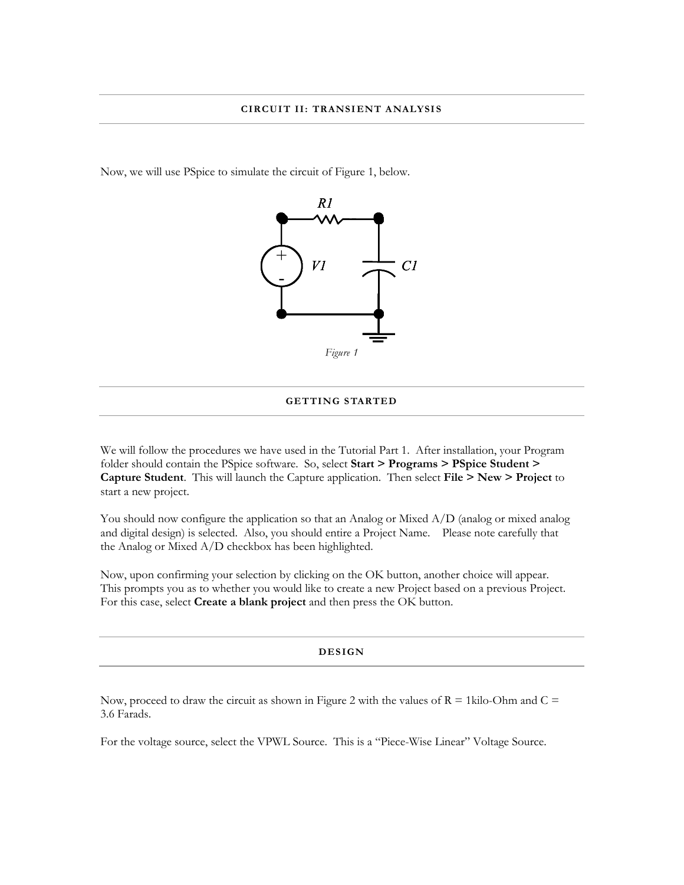## CIRCUIT II: TRANSIENT ANALYSIS

Now, we will use PSpice to simulate the circuit of Figure 1, below.

*Figure 1*

## GETTING STARTED

We will follow the procedures we have used in the Tutorial Part 1. After installation, your Program folder should contain the PSpice software. So, select **Start > Programs > PSpice Student > Capture Student**. This will launch the Capture application. Then select **File > New > Project** to start a new project.

You should now configure the application so that an Analog or Mixed A/D (analog or mixed analog and digital design) is selected. Also, you should entire a Project Name. Please note carefully that the Analog or Mixed A/D checkbox has been highlighted.

Now, upon confirming your selection by clicking on the OK button, another choice will appear. This prompts you as to whether you would like to create a new Project based on a previous Project. For this case, select **Create a blank project** and then press the OK button.

## DESIGN

Now, proceed to draw the circuit as shown in Figure 2 with the values of R = 1kilo-Ohm and C = 3.6 Farads.

For the voltage source, select the VPWL Source. This is a "Piece-Wise Linear" Voltage Source.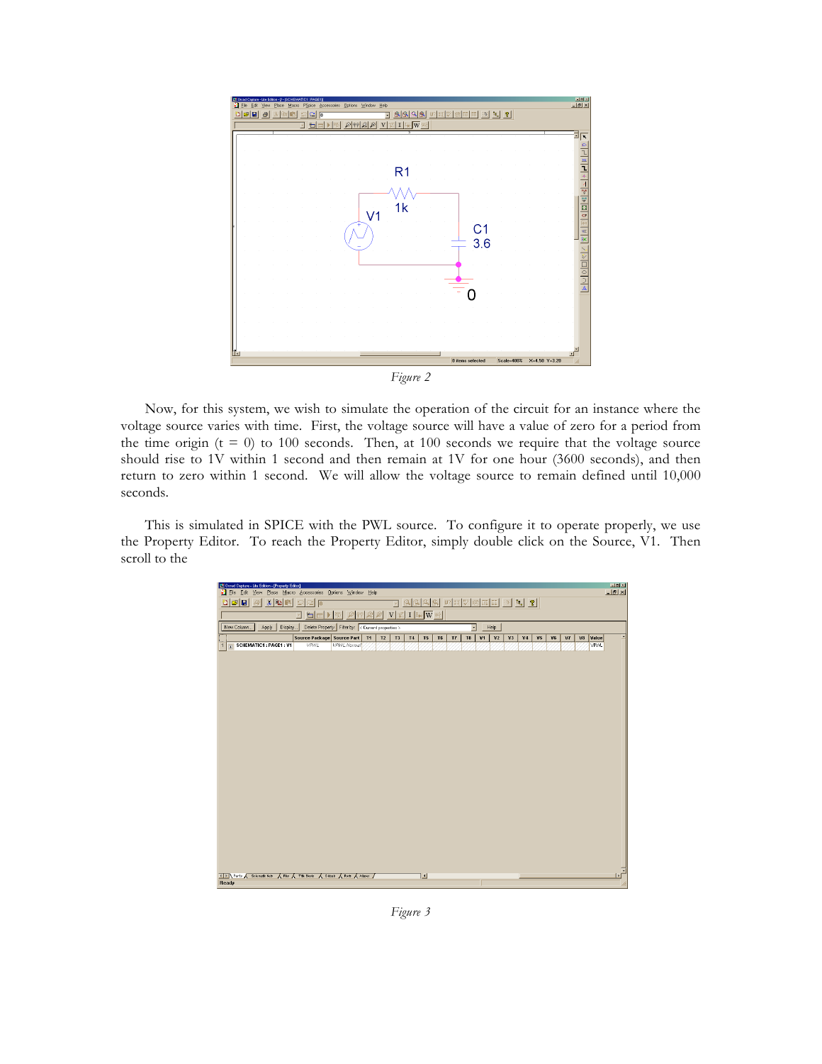*Figure 2*

Now, for this system, we wish to simulate the operation of the circuit for an instance where the voltage source varies with time. First, the voltage source will have a value of zero for a period from the time origin (t = 0) to 100 seconds. Then, at 100 seconds we require that the voltage source should rise to 1V within 1 second and then remain at 1V for one hour (3600 seconds), and then return to zero within 1 second. We will allow the voltage source to remain defined until 10,000 seconds.

This is simulated in SPICE with the PWL source. To configure it to operate properly, we use the Property Editor. To reach the Property Editor, simply double click on the Source, V1. Then scroll to the

*Figure 3*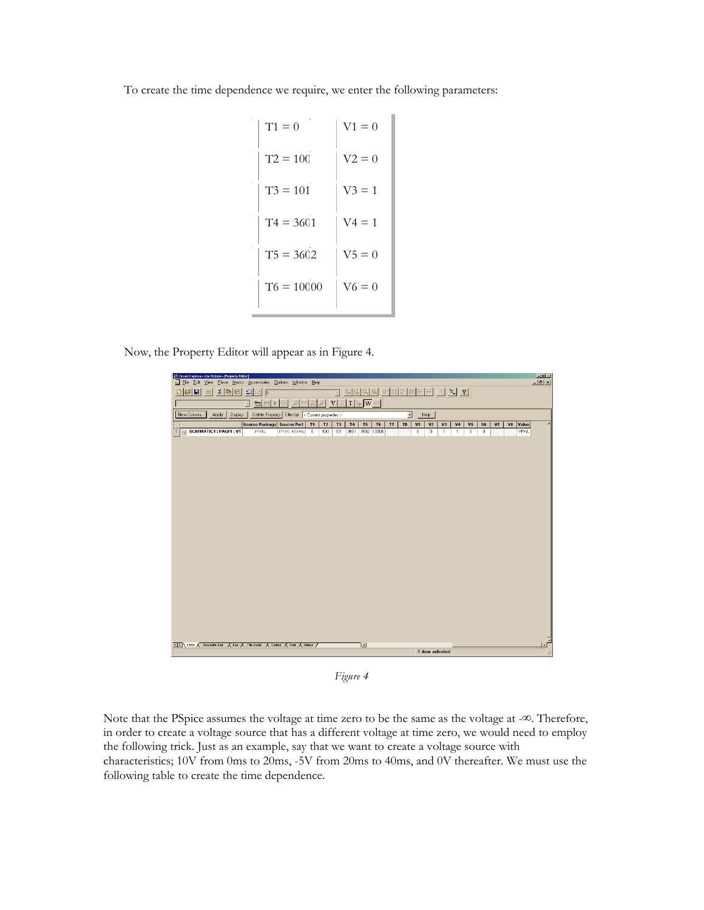To create the time dependence we require, we enter the following parameters:

| | |
|---|---|
| T1 = 0 | V1 = 0 |
| T2 = 100 | V2 = 0 |
| T3 = 101 | V3 = 1 |
| T4 = 3601 | V4 = 1 |
| T5 = 3602 | V5 = 0 |
| T6 = 10000 | V6 = 0 |

Now, the Property Editor will appear as in Figure 4.

*Figure 4*

Note that the PSpice assumes the voltage at time zero to be the same as the voltage at -∞. Therefore, in order to create a voltage source that has a different voltage at time zero, we would need to employ the following trick. Just as an example, say that we want to create a voltage source with characteristics; 10V from 0ms to 20ms, -5V from 20ms to 40ms, and 0V thereafter. We must use the following table to create the time dependence.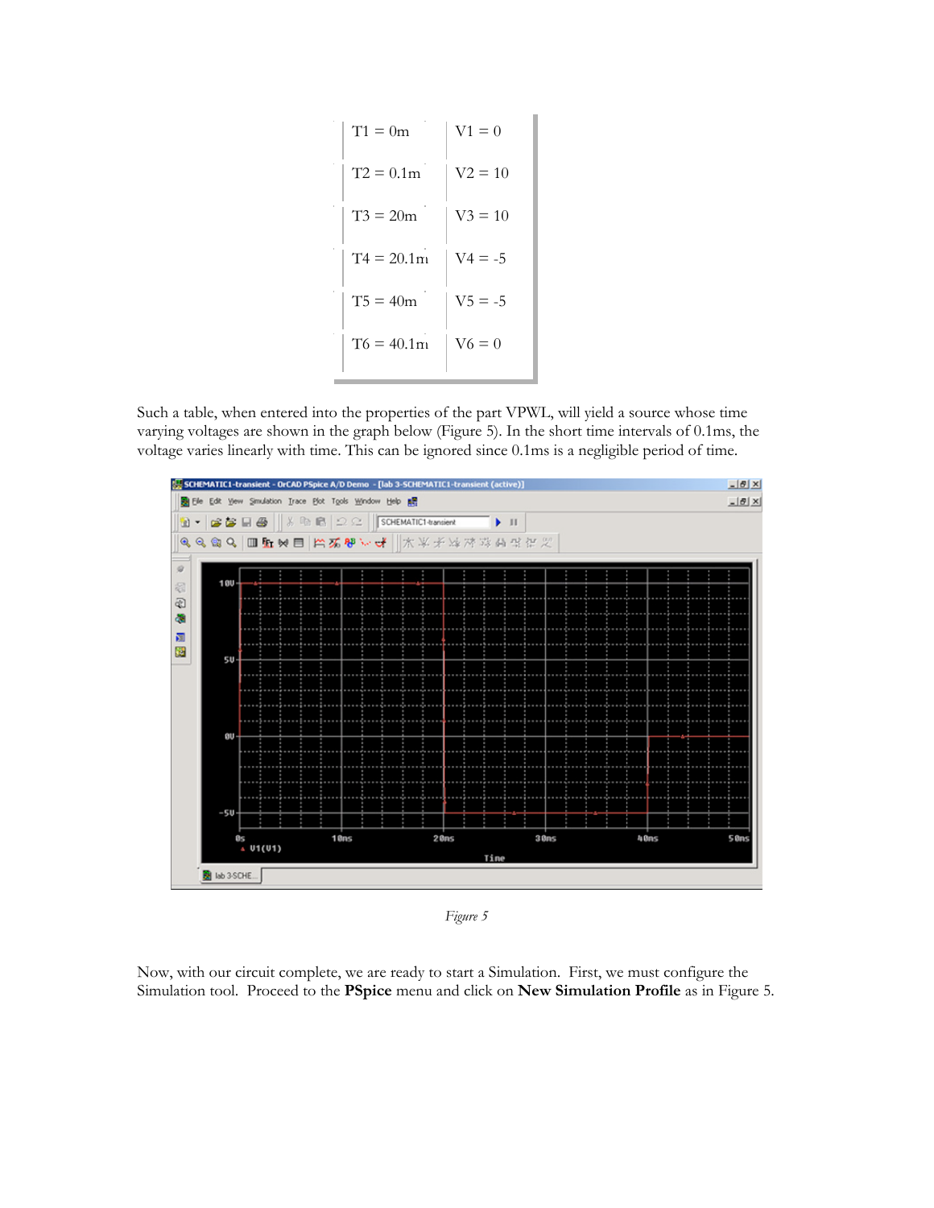| T1 = 0m | V1 = 0 |
|---|---|
| T2 = 0.1m | V2 = 10 |
| T3 = 20m | V3 = 10 |
| T4 = 20.1m | V4 = -5 |
| T5 = 40m | V5 = -5 |
| T6 = 40.1m | V6 = 0 |

Such a table, when entered into the properties of the part VPWL, will yield a source whose time varying voltages are shown in the graph below (Figure 5). In the short time intervals of 0.1ms, the voltage varies linearly with time. This can be ignored since 0.1ms is a negligible period of time.

*Figure 5*

Now, with our circuit complete, we are ready to start a Simulation. First, we must configure the Simulation tool. Proceed to the **PSpice** menu and click on **New Simulation Profile** as in Figure 5.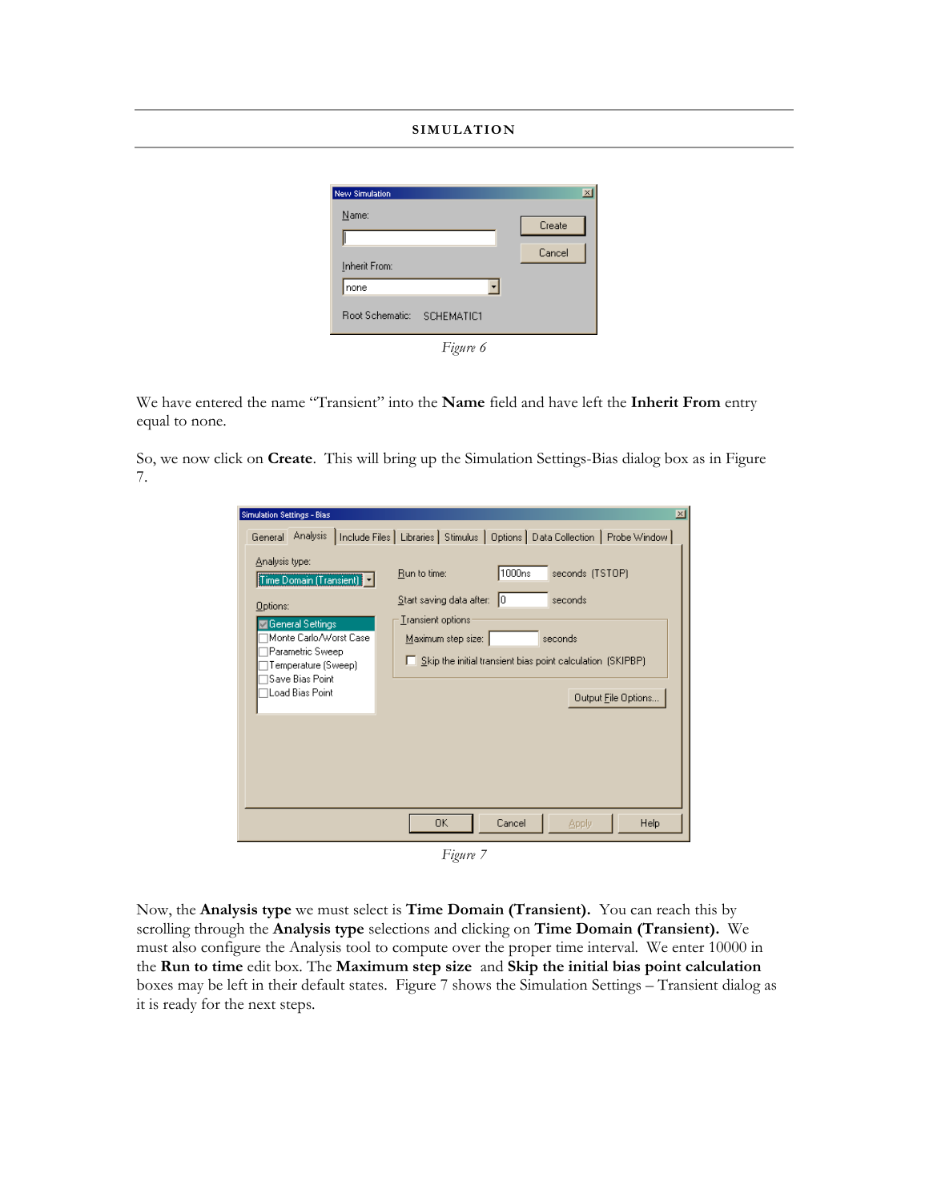Figure 6

We have entered the name “Transient” into the **Name** field and have left the **Inherit From** entry equal to none.

So, we now click on **Create**. This will bring up the Simulation Settings-Bias dialog box as in Figure 7.

Figure 7

Now, the **Analysis type** we must select is **Time Domain (Transient).** You can reach this by scrolling through the **Analysis type** selections and clicking on **Time Domain (Transient).** We must also configure the Analysis tool to compute over the proper time interval. We enter 10000 in the **Run to time** edit box. The **Maximum step size** and **Skip the initial bias point calculation** boxes may be left in their default states. Figure 7 shows the Simulation Settings – Transient dialog as it is ready for the next steps.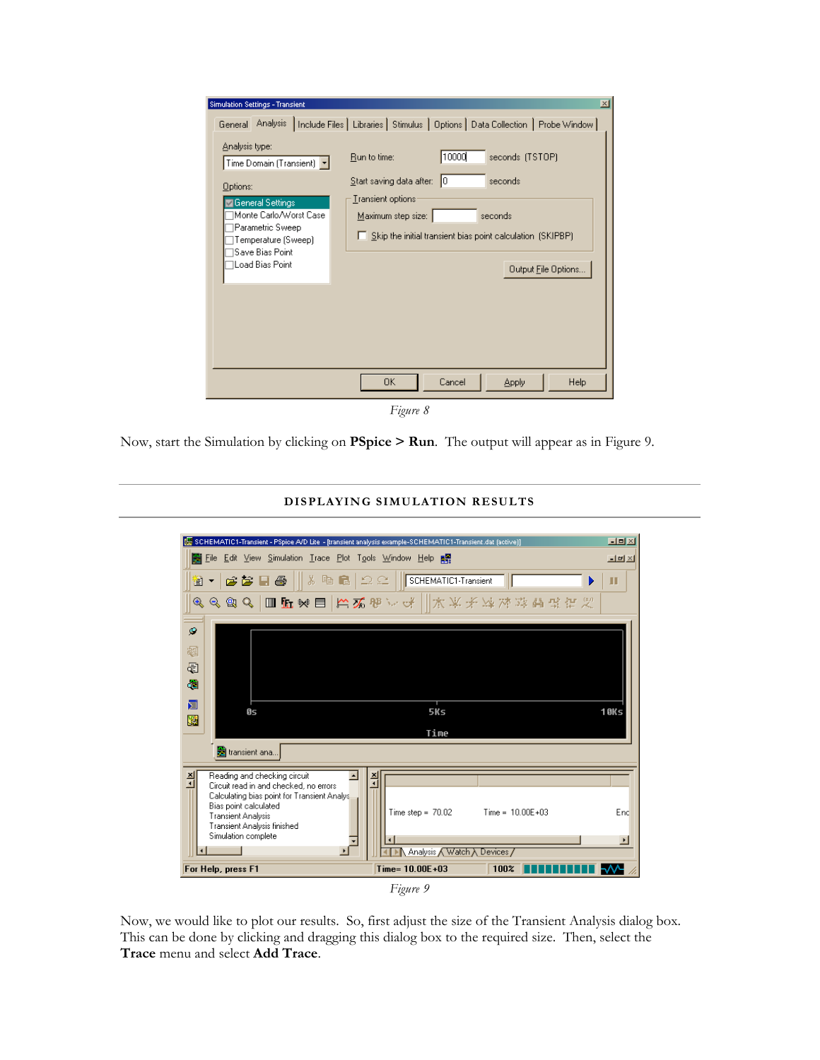Figure 8

Now, start the Simulation by clicking on **PSpice > Run**. The output will appear as in Figure 9.

## DISPLAYING SIMULATION RESULTS

Figure 9

Now, we would like to plot our results. So, first adjust the size of the Transient Analysis dialog box. This can be done by clicking and dragging this dialog box to the required size. Then, select the **Trace** menu and select **Add Trace**.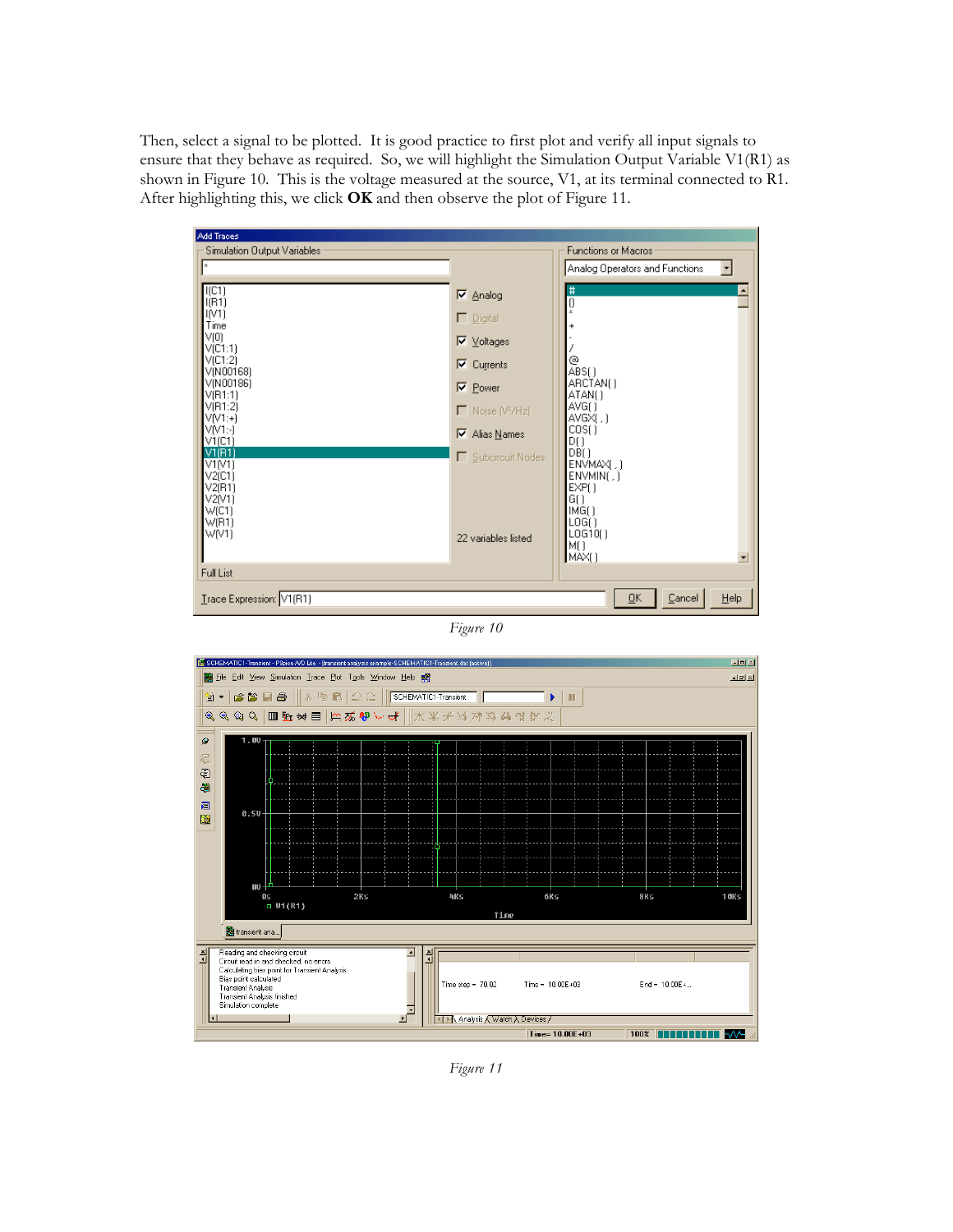Then, select a signal to be plotted. It is good practice to first plot and verify all input signals to ensure that they behave as required. So, we will highlight the Simulation Output Variable V1(R1) as shown in Figure 10. This is the voltage measured at the source, V1, at its terminal connected to R1. After highlighting this, we click **OK** and then observe the plot of Figure 11.

*Figure 10*

*Figure 11*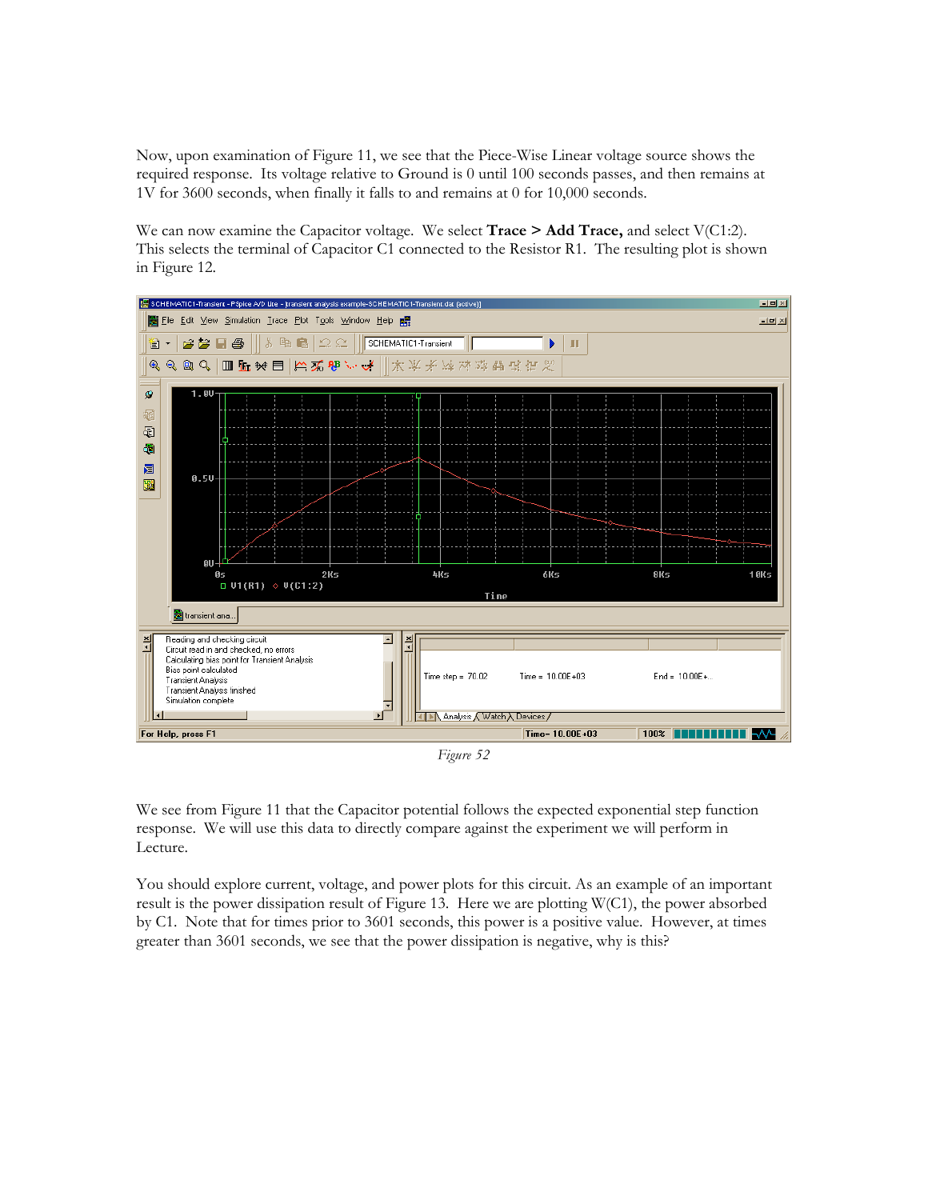Now, upon examination of Figure 11, we see that the Piece-Wise Linear voltage source shows the required response. Its voltage relative to Ground is 0 until 100 seconds passes, and then remains at 1V for 3600 seconds, when finally it falls to and remains at 0 for 10,000 seconds.

We can now examine the Capacitor voltage. We select **Trace > Add Trace,** and select V(C1:2). This selects the terminal of Capacitor C1 connected to the Resistor R1. The resulting plot is shown in Figure 12.

*Figure 52*

We see from Figure 11 that the Capacitor potential follows the expected exponential step function response. We will use this data to directly compare against the experiment we will perform in Lecture.

You should explore current, voltage, and power plots for this circuit. As an example of an important result is the power dissipation result of Figure 13. Here we are plotting W(C1), the power absorbed by C1. Note that for times prior to 3601 seconds, this power is a positive value. However, at times greater than 3601 seconds, we see that the power dissipation is negative, why is this?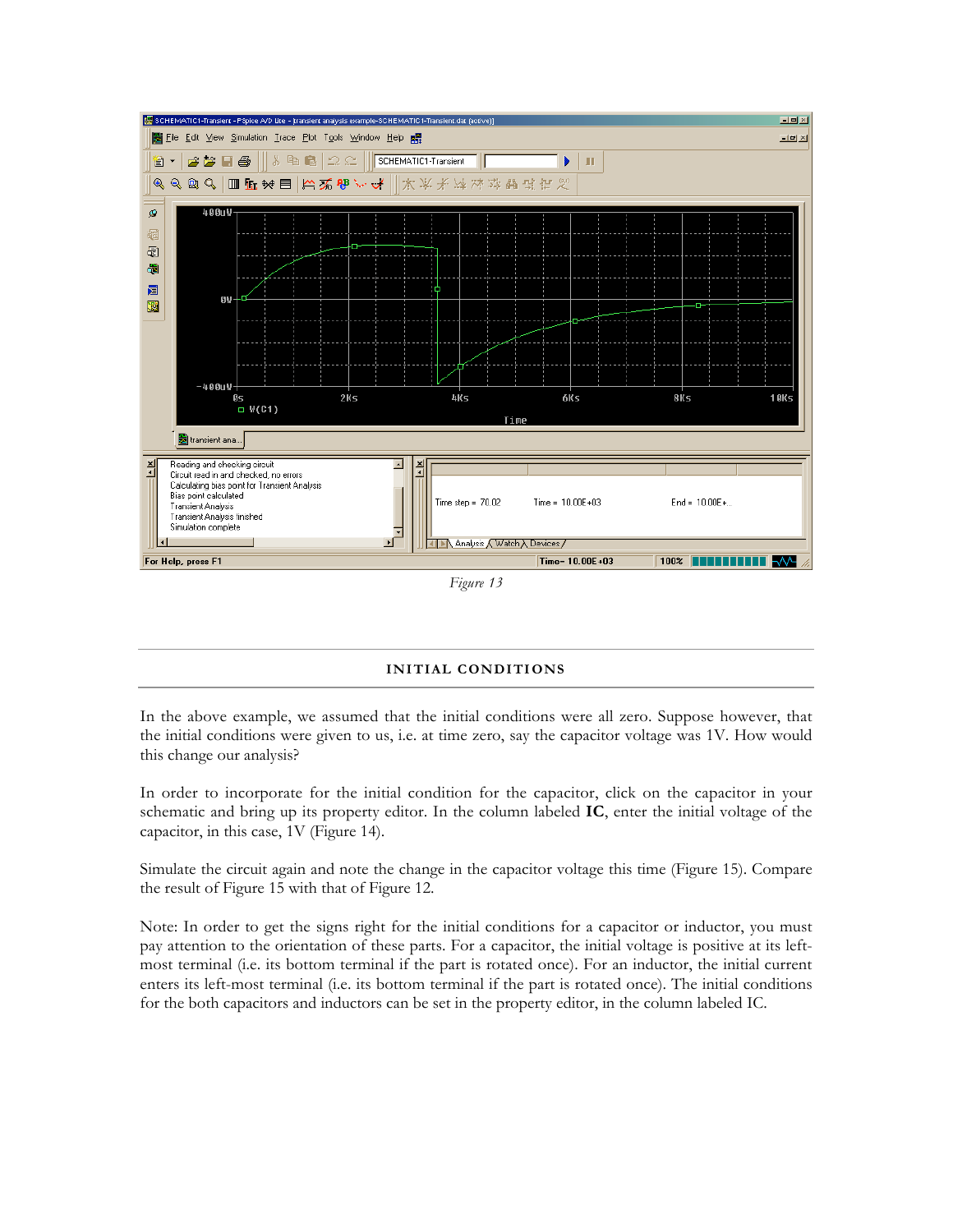*Figure 13*

---

**INITIAL CONDITIONS**

---

In the above example, we assumed that the initial conditions were all zero. Suppose however, that the initial conditions were given to us, i.e. at time zero, say the capacitor voltage was 1V. How would this change our analysis?

In order to incorporate for the initial condition for the capacitor, click on the capacitor in your schematic and bring up its property editor. In the column labeled **IC**, enter the initial voltage of the capacitor, in this case, 1V (Figure 14).

Simulate the circuit again and note the change in the capacitor voltage this time (Figure 15). Compare the result of Figure 15 with that of Figure 12.

Note: In order to get the signs right for the initial conditions for a capacitor or inductor, you must pay attention to the orientation of these parts. For a capacitor, the initial voltage is positive at its left-most terminal (i.e. its bottom terminal if the part is rotated once). For an inductor, the initial current enters its left-most terminal (i.e. its bottom terminal if the part is rotated once). The initial conditions for the both capacitors and inductors can be set in the property editor, in the column labeled IC.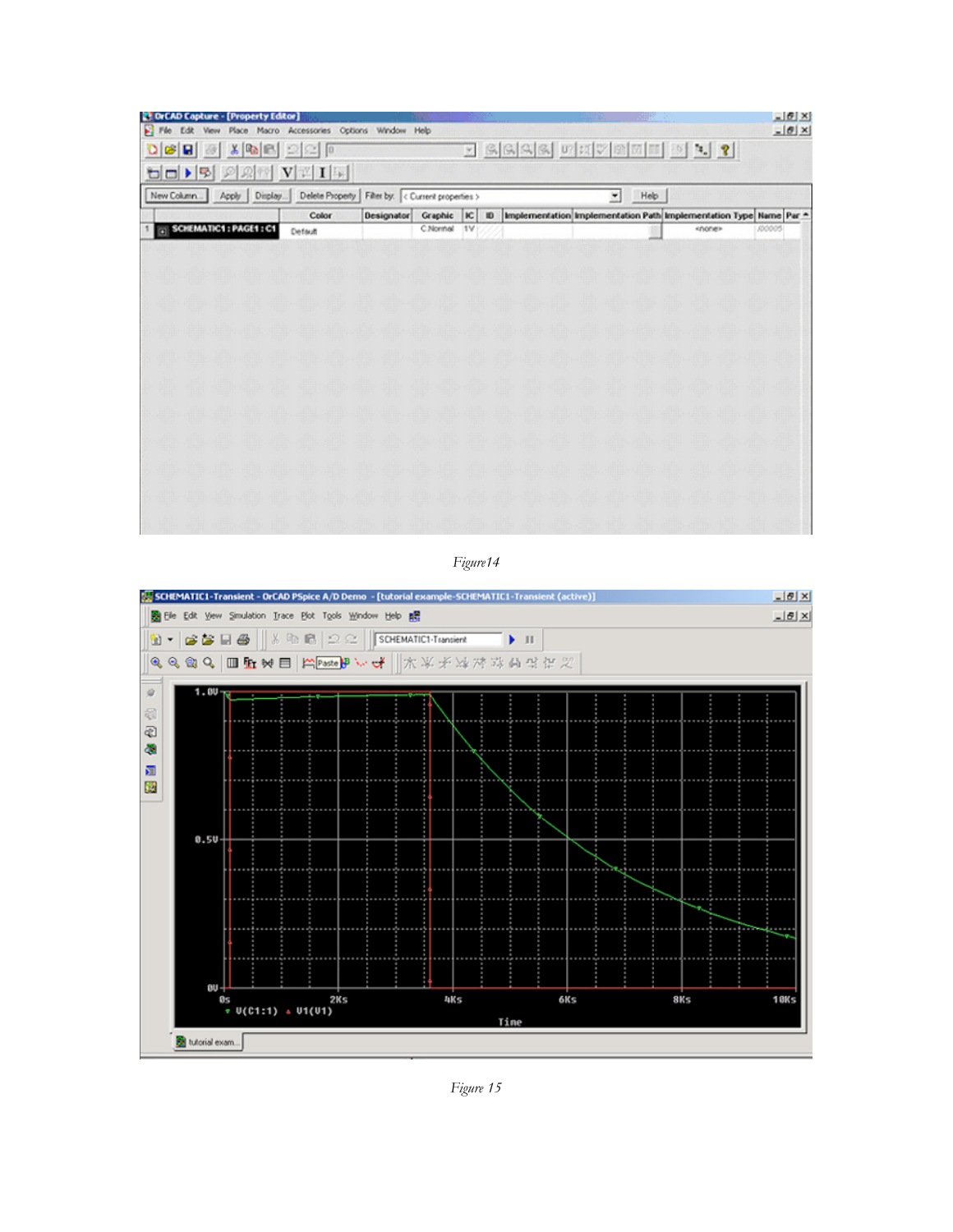Figure14

Figure 15